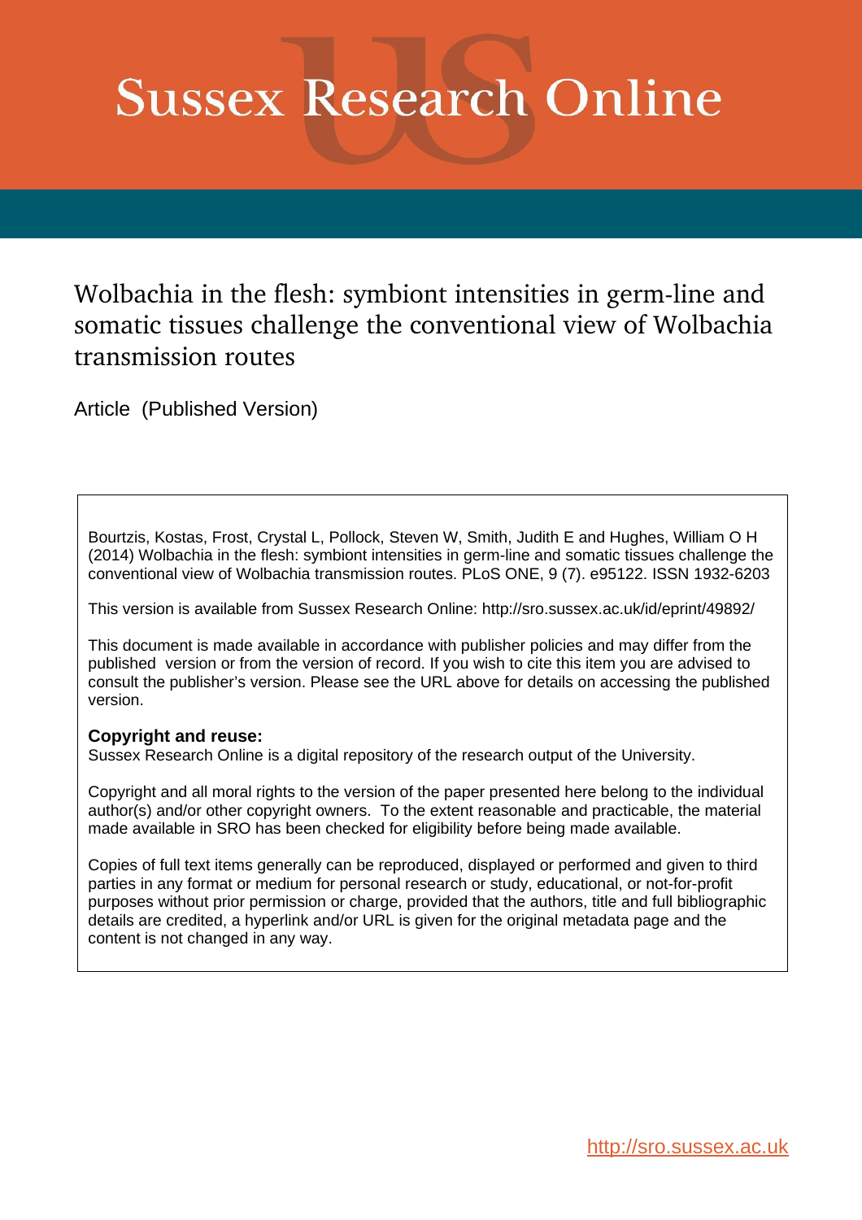# Sussex Research Online

## Wolbachia in the flesh: symbiont intensities in germ-line and somatic tissues challenge the conventional view of Wolbachia transmission routes

Article (Published Version)

Bourtzis, Kostas, Frost, Crystal L, Pollock, Steven W, Smith, Judith E and Hughes, William O H (2014) Wolbachia in the flesh: symbiont intensities in germ-line and somatic tissues challenge the conventional view of Wolbachia transmission routes. PLoS ONE, 9 (7). e95122. ISSN 1932-6203

This version is available from Sussex Research Online: http://sro.sussex.ac.uk/id/eprint/49892/

This document is made available in accordance with publisher policies and may differ from the published version or from the version of record. If you wish to cite this item you are advised to consult the publisher's version. Please see the URL above for details on accessing the published version.

**Copyright and reuse:**
Sussex Research Online is a digital repository of the research output of the University.

Copyright and all moral rights to the version of the paper presented here belong to the individual author(s) and/or other copyright owners. To the extent reasonable and practicable, the material made available in SRO has been checked for eligibility before being made available.

Copies of full text items generally can be reproduced, displayed or performed and given to third parties in any format or medium for personal research or study, educational, or not-for-profit purposes without prior permission or charge, provided that the authors, title and full bibliographic details are credited, a hyperlink and/or URL is given for the original metadata page and the content is not changed in any way.

http://sro.sussex.ac.uk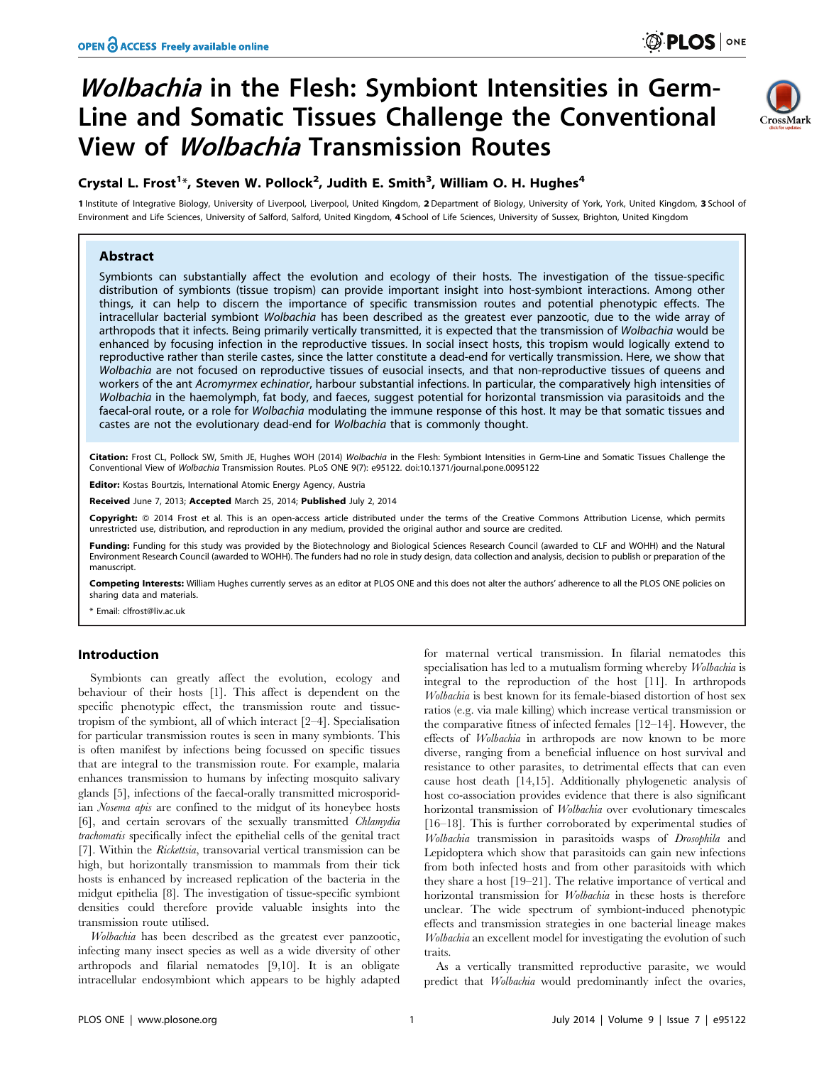# *Wolbachia* in the Flesh: Symbiont Intensities in Germ-Line and Somatic Tissues Challenge the Conventional View of *Wolbachia* Transmission Routes

**Crystal L. Frost[1]*, Steven W. Pollock[2], Judith E. Smith[3], William O. H. Hughes[4]**

1 Institute of Integrative Biology, University of Liverpool, Liverpool, United Kingdom, 2 Department of Biology, University of York, York, United Kingdom, 3 School of Environment and Life Sciences, University of Salford, Salford, United Kingdom, 4 School of Life Sciences, University of Sussex, Brighton, United Kingdom

## Abstract

Symbionts can substantially affect the evolution and ecology of their hosts. The investigation of the tissue-specific distribution of symbionts (tissue tropism) can provide important insight into host-symbiont interactions. Among other things, it can help to discern the importance of specific transmission routes and potential phenotypic effects. The intracellular bacterial symbiont *Wolbachia* has been described as the greatest ever panzootic, due to the wide array of arthropods that it infects. Being primarily vertically transmitted, it is expected that the transmission of *Wolbachia* would be enhanced by focusing infection in the reproductive tissues. In social insect hosts, this tropism would logically extend to reproductive rather than sterile castes, since the latter constitute a dead-end for vertically transmission. Here, we show that *Wolbachia* are not focused on reproductive tissues of eusocial insects, and that non-reproductive tissues of queens and workers of the ant *Acromyrmex echinatior*, harbour substantial infections. In particular, the comparatively high intensities of *Wolbachia* in the haemolymph, fat body, and faeces, suggest potential for horizontal transmission via parasitoids and the faecal-oral route, or a role for *Wolbachia* modulating the immune response of this host. It may be that somatic tissues and castes are not the evolutionary dead-end for *Wolbachia* that is commonly thought.

**Citation:** Frost CL, Pollock SW, Smith JE, Hughes WOH (2014) Wolbachia in the Flesh: Symbiont Intensities in Germ-Line and Somatic Tissues Challenge the Conventional View of Wolbachia Transmission Routes. PLoS ONE 9(7): e95122. doi:10.1371/journal.pone.0095122

**Editor:** Kostas Bourtzis, International Atomic Energy Agency, Austria

**Received** June 7, 2013; **Accepted** March 25, 2014; **Published** July 2, 2014

**Copyright:** © 2014 Frost et al. This is an open-access article distributed under the terms of the Creative Commons Attribution License, which permits unrestricted use, distribution, and reproduction in any medium, provided the original author and source are credited.

**Funding:** Funding for this study was provided by the Biotechnology and Biological Sciences Research Council (awarded to CLF and WOHH) and the Natural Environment Research Council (awarded to WOHH). The funders had no role in study design, data collection and analysis, decision to publish or preparation of the manuscript.

**Competing Interests:** William Hughes currently serves as an editor at PLOS ONE and this does not alter the authors' adherence to all the PLOS ONE policies on sharing data and materials.

\* Email: clfrost@liv.ac.uk

## Introduction

Symbionts can greatly affect the evolution, ecology and behaviour of their hosts [1]. This affect is dependent on the specific phenotypic effect, the transmission route and tissue-tropism of the symbiont, all of which interact [2–4]. Specialisation for particular transmission routes is seen in many symbionts. This is often manifest by infections being focussed on specific tissues that are integral to the transmission route. For example, malaria enhances transmission to humans by infecting mosquito salivary glands [5], infections of the faecal-orally transmitted microsporidian *Nosema apis* are confined to the midgut of its honeybee hosts [6], and certain serovars of the sexually transmitted *Chlamydia trachomatis* specifically infect the epithelial cells of the genital tract [7]. Within the *Rickettsia*, transovarial vertical transmission can be high, but horizontally transmission to mammals from their tick hosts is enhanced by increased replication of the bacteria in the midgut epithelia [8]. The investigation of tissue-specific symbiont densities could therefore provide valuable insights into the transmission route utilised.

*Wolbachia* has been described as the greatest ever panzootic, infecting many insect species as well as a wide diversity of other arthropods and filarial nematodes [9,10]. It is an obligate intracellular endosymbiont which appears to be highly adapted for maternal vertical transmission. In filarial nematodes this specialisation has led to a mutualism forming whereby *Wolbachia* is integral to the reproduction of the host [11]. In arthropods *Wolbachia* is best known for its female-biased distortion of host sex ratios (e.g. via male killing) which increase vertical transmission or the comparative fitness of infected females [12–14]. However, the effects of *Wolbachia* in arthropods are now known to be more diverse, ranging from a beneficial influence on host survival and resistance to other parasites, to detrimental effects that can even cause host death [14,15]. Additionally phylogenetic analysis of host co-association provides evidence that there is also significant horizontal transmission of *Wolbachia* over evolutionary timescales [16–18]. This is further corroborated by experimental studies of *Wolbachia* transmission in parasitoids wasps of *Drosophila* and Lepidoptera which show that parasitoids can gain new infections from both infected hosts and from other parasitoids with which they share a host [19–21]. The relative importance of vertical and horizontal transmission for *Wolbachia* in these hosts is therefore unclear. The wide spectrum of symbiont-induced phenotypic effects and transmission strategies in one bacterial lineage makes *Wolbachia* an excellent model for investigating the evolution of such traits.

As a vertically transmitted reproductive parasite, we would predict that *Wolbachia* would predominantly infect the ovaries,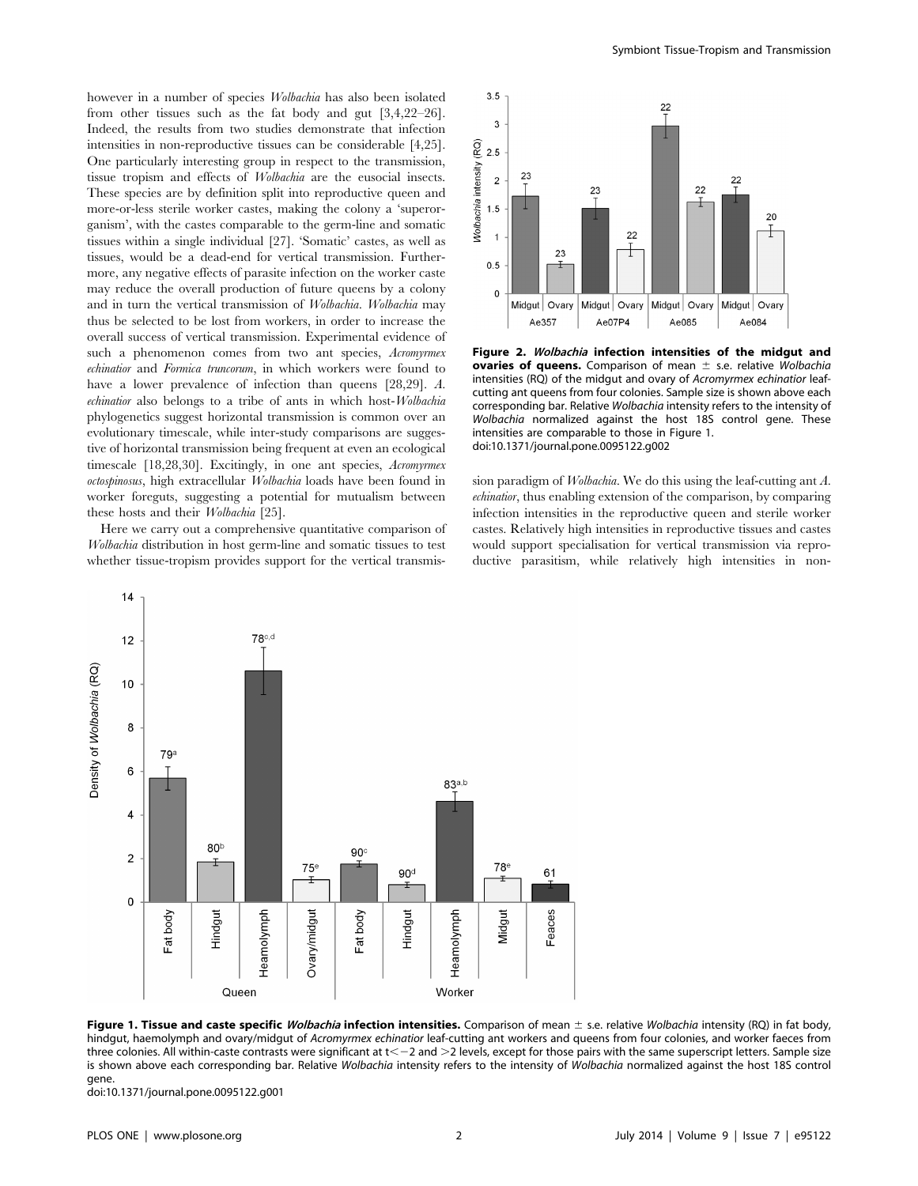however in a number of species *Wolbachia* has also been isolated from other tissues such as the fat body and gut [3,4,22–26]. Indeed, the results from two studies demonstrate that infection intensities in non-reproductive tissues can be considerable [4,25]. One particularly interesting group in respect to the transmission, tissue tropism and effects of *Wolbachia* are the eusocial insects. These species are by definition split into reproductive queen and more-or-less sterile worker castes, making the colony a 'superorganism', with the castes comparable to the germ-line and somatic tissues within a single individual [27]. 'Somatic' castes, as well as tissues, would be a dead-end for vertical transmission. Furthermore, any negative effects of parasite infection on the worker caste may reduce the overall production of future queens by a colony and in turn the vertical transmission of *Wolbachia*. *Wolbachia* may thus be selected to be lost from workers, in order to increase the overall success of vertical transmission. Experimental evidence of such a phenomenon comes from two ant species, *Acromyrmex echinatior* and *Formica truncorum*, in which workers were found to have a lower prevalence of infection than queens [28,29]. *A. echinatior* also belongs to a tribe of ants in which host-*Wolbachia* phylogenetics suggest horizontal transmission is common over an evolutionary timescale, while inter-study comparisons are suggestive of horizontal transmission being frequent at even an ecological timescale [18,28,30]. Excitingly, in one ant species, *Acromyrmex octospinosus*, high extracellular *Wolbachia* loads have been found in worker foreguts, suggesting a potential for mutualism between these hosts and their *Wolbachia* [25].

Here we carry out a comprehensive quantitative comparison of *Wolbachia* distribution in host germ-line and somatic tissues to test whether tissue-tropism provides support for the vertical transmission paradigm of *Wolbachia*. We do this using the leaf-cutting ant *A. echinatior*, thus enabling extension of the comparison, by comparing infection intensities in the reproductive queen and sterile worker castes. Relatively high intensities in reproductive tissues and castes would support specialisation for vertical transmission via reproductive parasitism, while relatively high intensities in non-

**Figure 2. *Wolbachia* infection intensities of the midgut and ovaries of queens.** Comparison of mean ± s.e. relative *Wolbachia* intensities (RQ) of the midgut and ovary of *Acromyrmex echinatior* leaf-cutting ant queens from four colonies. Sample size is shown above each corresponding bar. Relative *Wolbachia* intensity refers to the intensity of *Wolbachia* normalized against the host 18S control gene. These intensities are comparable to those in Figure 1.
doi:10.1371/journal.pone.0095122.g002

**Figure 1. Tissue and caste specific *Wolbachia* infection intensities.** Comparison of mean ± s.e. relative *Wolbachia* intensity (RQ) in fat body, hindgut, haemolymph and ovary/midgut of *Acromyrmex echinatior* leaf-cutting ant workers and queens from four colonies, and worker faeces from three colonies. All within-caste contrasts were significant at $t < -2$ and $> 2$ levels, except for those pairs with the same superscript letters. Sample size is shown above each corresponding bar. Relative *Wolbachia* intensity refers to the intensity of *Wolbachia* normalized against the host 18S control gene.
doi:10.1371/journal.pone.0095122.g001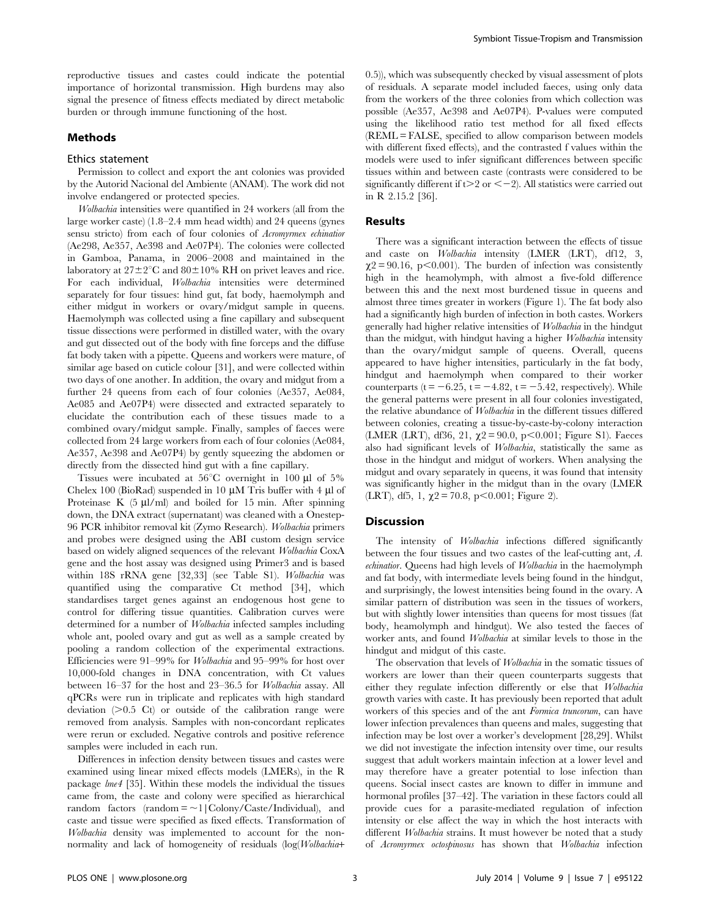reproductive tissues and castes could indicate the potential importance of horizontal transmission. High burdens may also signal the presence of fitness effects mediated by direct metabolic burden or through immune functioning of the host.

## Methods

### Ethics statement

Permission to collect and export the ant colonies was provided by the Autorid Nacional del Ambiente (ANAM). The work did not involve endangered or protected species.

*Wolbachia* intensities were quantified in 24 workers (all from the large worker caste) (1.8–2.4 mm head width) and 24 queens (gynes sensu stricto) from each of four colonies of *Acromyrmex echinatior* (Ae298, Ae357, Ae398 and Ae07P4). The colonies were collected in Gamboa, Panama, in 2006–2008 and maintained in the laboratory at 27±2°C and 80±10% RH on privet leaves and rice. For each individual, *Wolbachia* intensities were determined separately for four tissues: hind gut, fat body, haemolymph and either midgut in workers or ovary/midgut sample in queens. Haemolymph was collected using a fine capillary and subsequent tissue dissections were performed in distilled water, with the ovary and gut dissected out of the body with fine forceps and the diffuse fat body taken with a pipette. Queens and workers were mature, of similar age based on cuticle colour [31], and were collected within two days of one another. In addition, the ovary and midgut from a further 24 queens from each of four colonies (Ae357, Ae084, Ae085 and Ae07P4) were dissected and extracted separately to elucidate the contribution each of these tissues made to a combined ovary/midgut sample. Finally, samples of faeces were collected from 24 large workers from each of four colonies (Ae084, Ae357, Ae398 and Ae07P4) by gently squeezing the abdomen or directly from the dissected hind gut with a fine capillary.

Tissues were incubated at 56°C overnight in 100 μl of 5% Chelex 100 (BioRad) suspended in 10 μM Tris buffer with 4 μl of Proteinase K (5 μl/ml) and boiled for 15 min. After spinning down, the DNA extract (supernatant) was cleaned with a Onestep-96 PCR inhibitor removal kit (Zymo Research). *Wolbachia* primers and probes were designed using the ABI custom design service based on widely aligned sequences of the relevant *Wolbachia* CoxA gene and the host assay was designed using Primer3 and is based within 18S rRNA gene [32,33] (see Table S1). *Wolbachia* was quantified using the comparative Ct method [34], which standardises target genes against an endogenous host gene to control for differing tissue quantities. Calibration curves were determined for a number of *Wolbachia* infected samples including whole ant, pooled ovary and gut as well as a sample created by pooling a random collection of the experimental extractions. Efficiencies were 91–99% for *Wolbachia* and 95–99% for host over 10,000-fold changes in DNA concentration, with Ct values between 16–37 for the host and 23–36.5 for *Wolbachia* assay. All qPCRs were run in triplicate and replicates with high standard deviation (>0.5 Ct) or outside of the calibration range were removed from analysis. Samples with non-concordant replicates were rerun or excluded. Negative controls and positive reference samples were included in each run.

Differences in infection density between tissues and castes were examined using linear mixed effects models (LMERs), in the R package *lme4* [35]. Within these models the individual the tissues came from, the caste and colony were specified as hierarchical random factors (random = ~1|Colony/Caste/Individual), and caste and tissue were specified as fixed effects. Transformation of *Wolbachia* density was implemented to account for the non-normality and lack of homogeneity of residuals (log(*Wolbachia*+0.5)), which was subsequently checked by visual assessment of plots of residuals. A separate model included faeces, using only data from the workers of the three colonies from which collection was possible (Ae357, Ae398 and Ae07P4). P-values were computed using the likelihood ratio test method for all fixed effects (REML = FALSE, specified to allow comparison between models with different fixed effects), and the contrasted f values within the models were used to infer significant differences between specific tissues within and between caste (contrasts were considered to be significantly different if $t>2$ or $<-2$). All statistics were carried out in R 2.15.2 [36].

## Results

There was a significant interaction between the effects of tissue and caste on *Wolbachia* intensity (LMER (LRT), df12, 3, $\chi^2 = 90.16$, $p<0.001$). The burden of infection was consistently high in the heamolymph, with almost a five-fold difference between this and the next most burdened tissue in queens and almost three times greater in workers (Figure 1). The fat body also had a significantly high burden of infection in both castes. Workers generally had higher relative intensities of *Wolbachia* in the hindgut than the midgut, with hindgut having a higher *Wolbachia* intensity than the ovary/midgut sample of queens. Overall, queens appeared to have higher intensities, particularly in the fat body, hindgut and haemolymph when compared to their worker counterparts ($t = -6.25$, $t = -4.82$, $t = -5.42$, respectively). While the general patterns were present in all four colonies investigated, the relative abundance of *Wolbachia* in the different tissues differed between colonies, creating a tissue-by-caste-by-colony interaction (LMER (LRT), df36, 21, $\chi^2 = 90.0$, $p<0.001$; Figure S1). Faeces also had significant levels of *Wolbachia*, statistically the same as those in the hindgut and midgut of workers. When analysing the midgut and ovary separately in queens, it was found that intensity was significantly higher in the midgut than in the ovary (LMER (LRT), df5, 1, $\chi^2 = 70.8$, $p<0.001$; Figure 2).

## Discussion

The intensity of *Wolbachia* infections differed significantly between the four tissues and two castes of the leaf-cutting ant, *A. echinatior*. Queens had high levels of *Wolbachia* in the haemolymph and fat body, with intermediate levels being found in the hindgut, and surprisingly, the lowest intensities being found in the ovary. A similar pattern of distribution was seen in the tissues of workers, but with slightly lower intensities than queens for most tissues (fat body, heamolymph and hindgut). We also tested the faeces of worker ants, and found *Wolbachia* at similar levels to those in the hindgut and midgut of this caste.

The observation that levels of *Wolbachia* in the somatic tissues of workers are lower than their queen counterparts suggests that either they regulate infection differently or else that *Wolbachia* growth varies with caste. It has previously been reported that adult workers of this species and of the ant *Formica truncorum*, can have lower infection prevalences than queens and males, suggesting that infection may be lost over a worker's development [28,29]. Whilst we did not investigate the infection intensity over time, our results suggest that adult workers maintain infection at a lower level and may therefore have a greater potential to lose infection than queens. Social insect castes are known to differ in immune and hormonal profiles [37–42]. The variation in these factors could all provide cues for a parasite-mediated regulation of infection intensity or else affect the way in which the host interacts with different *Wolbachia* strains. It must however be noted that a study of *Acromyrmex octospinosus* has shown that *Wolbachia* infection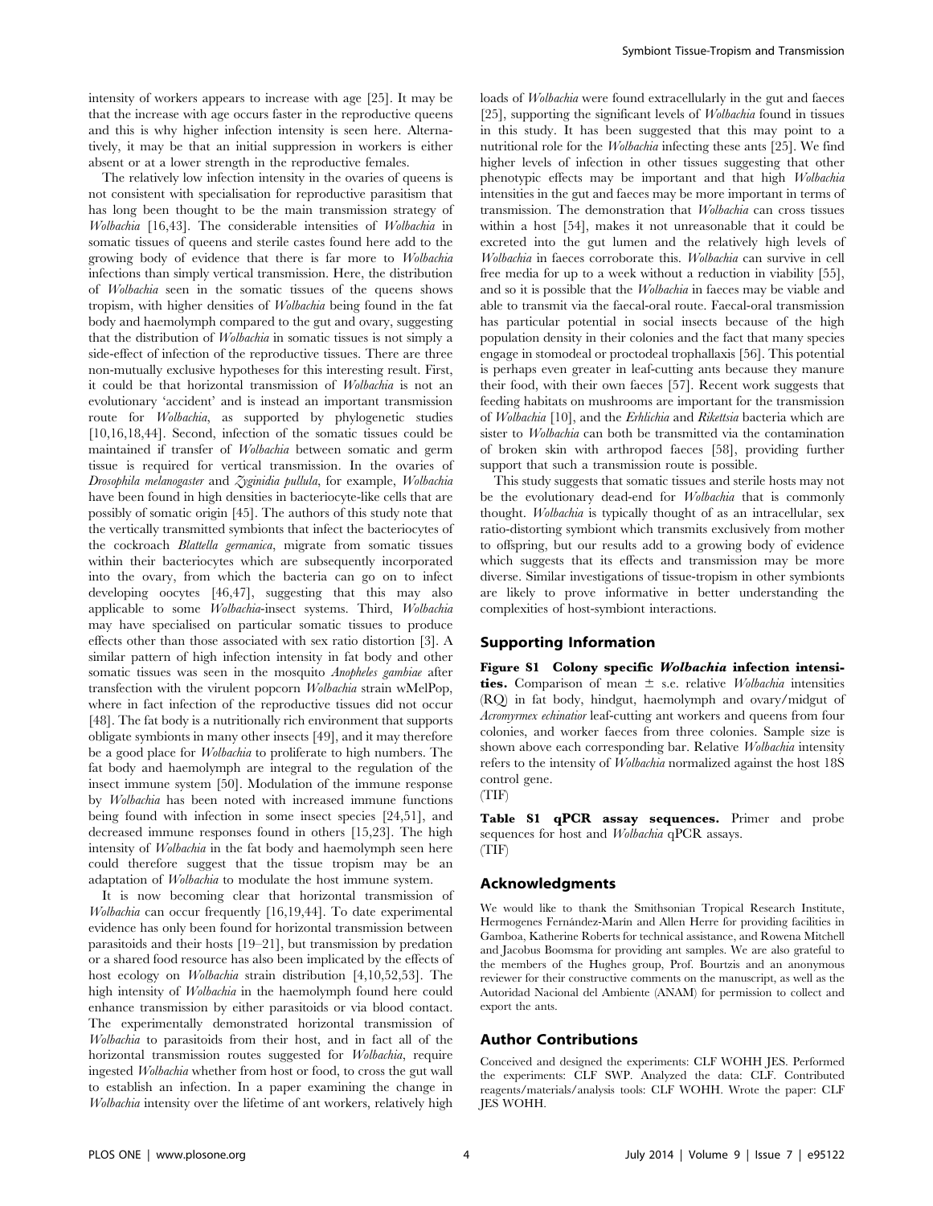intensity of workers appears to increase with age [25]. It may be that the increase with age occurs faster in the reproductive queens and this is why higher infection intensity is seen here. Alternatively, it may be that an initial suppression in workers is either absent or at a lower strength in the reproductive females.

The relatively low infection intensity in the ovaries of queens is not consistent with specialisation for reproductive parasitism that has long been thought to be the main transmission strategy of *Wolbachia* [16,43]. The considerable intensities of *Wolbachia* in somatic tissues of queens and sterile castes found here add to the growing body of evidence that there is far more to *Wolbachia* infections than simply vertical transmission. Here, the distribution of *Wolbachia* seen in the somatic tissues of the queens shows tropism, with higher densities of *Wolbachia* being found in the fat body and haemolymph compared to the gut and ovary, suggesting that the distribution of *Wolbachia* in somatic tissues is not simply a side-effect of infection of the reproductive tissues. There are three non-mutually exclusive hypotheses for this interesting result. First, it could be that horizontal transmission of *Wolbachia* is not an evolutionary 'accident' and is instead an important transmission route for *Wolbachia*, as supported by phylogenetic studies [10,16,18,44]. Second, infection of the somatic tissues could be maintained if transfer of *Wolbachia* between somatic and germ tissue is required for vertical transmission. In the ovaries of *Drosophila melanogaster* and *Zyginidia pullula*, for example, *Wolbachia* have been found in high densities in bacteriocyte-like cells that are possibly of somatic origin [45]. The authors of this study note that the vertically transmitted symbionts that infect the bacteriocytes of the cockroach *Blattella germanica*, migrate from somatic tissues within their bacteriocytes which are subsequently incorporated into the ovary, from which the bacteria can go on to infect developing oocytes [46,47], suggesting that this may also applicable to some *Wolbachia*-insect systems. Third, *Wolbachia* may have specialised on particular somatic tissues to produce effects other than those associated with sex ratio distortion [3]. A similar pattern of high infection intensity in fat body and other somatic tissues was seen in the mosquito *Anopheles gambiae* after transfection with the virulent popcorn *Wolbachia* strain wMelPop, where in fact infection of the reproductive tissues did not occur [48]. The fat body is a nutritionally rich environment that supports obligate symbionts in many other insects [49], and it may therefore be a good place for *Wolbachia* to proliferate to high numbers. The fat body and haemolymph are integral to the regulation of the insect immune system [50]. Modulation of the immune response by *Wolbachia* has been noted with increased immune functions being found with infection in some insect species [24,51], and decreased immune responses found in others [15,23]. The high intensity of *Wolbachia* in the fat body and haemolymph seen here could therefore suggest that the tissue tropism may be an adaptation of *Wolbachia* to modulate the host immune system.

It is now becoming clear that horizontal transmission of *Wolbachia* can occur frequently [16,19,44]. To date experimental evidence has only been found for horizontal transmission between parasitoids and their hosts [19–21], but transmission by predation or a shared food resource has also been implicated by the effects of host ecology on *Wolbachia* strain distribution [4,10,52,53]. The high intensity of *Wolbachia* in the haemolymph found here could enhance transmission by either parasitoids or via blood contact. The experimentally demonstrated horizontal transmission of *Wolbachia* to parasitoids from their host, and in fact all of the horizontal transmission routes suggested for *Wolbachia*, require ingested *Wolbachia* whether from host or food, to cross the gut wall to establish an infection. In a paper examining the change in *Wolbachia* intensity over the lifetime of ant workers, relatively high loads of *Wolbachia* were found extracellularly in the gut and faeces [25], supporting the significant levels of *Wolbachia* found in tissues in this study. It has been suggested that this may point to a nutritional role for the *Wolbachia* infecting these ants [25]. We find higher levels of infection in other tissues suggesting that other phenotypic effects may be important and that high *Wolbachia* intensities in the gut and faeces may be more important in terms of transmission. The demonstration that *Wolbachia* can cross tissues within a host [54], makes it not unreasonable that it could be excreted into the gut lumen and the relatively high levels of *Wolbachia* in faeces corroborate this. *Wolbachia* can survive in cell free media for up to a week without a reduction in viability [55], and so it is possible that the *Wolbachia* in faeces may be viable and able to transmit via the faecal-oral route. Faecal-oral transmission has particular potential in social insects because of the high population density in their colonies and the fact that many species engage in stomodeal or proctodeal trophallaxis [56]. This potential is perhaps even greater in leaf-cutting ants because they manure their food, with their own faeces [57]. Recent work suggests that feeding habitats on mushrooms are important for the transmission of *Wolbachia* [10], and the *Erhlichia* and *Rikettsia* bacteria which are sister to *Wolbachia* can both be transmitted via the contamination of broken skin with arthropod faeces [58], providing further support that such a transmission route is possible.

This study suggests that somatic tissues and sterile hosts may not be the evolutionary dead-end for *Wolbachia* that is commonly thought. *Wolbachia* is typically thought of as an intracellular, sex ratio-distorting symbiont which transmits exclusively from mother to offspring, but our results add to a growing body of evidence which suggests that its effects and transmission may be more diverse. Similar investigations of tissue-tropism in other symbionts are likely to prove informative in better understanding the complexities of host-symbiont interactions.

## Supporting Information

**Figure S1 Colony specific *Wolbachia* infection intensities.** Comparison of mean ± s.e. relative *Wolbachia* intensities (RQ) in fat body, hindgut, haemolymph and ovary/midgut of *Acromyrmex echinatior* leaf-cutting ant workers and queens from four colonies, and worker faeces from three colonies. Sample size is shown above each corresponding bar. Relative *Wolbachia* intensity refers to the intensity of *Wolbachia* normalized against the host 18S control gene.
(TIF)

**Table S1 qPCR assay sequences.** Primer and probe sequences for host and *Wolbachia* qPCR assays.
(TIF)

## Acknowledgments

We would like to thank the Smithsonian Tropical Research Institute, Hermogenes Fernández-Marín and Allen Herre for providing facilities in Gamboa, Katherine Roberts for technical assistance, and Rowena Mitchell and Jacobus Boomsma for providing ant samples. We are also grateful to the members of the Hughes group, Prof. Bourtzis and an anonymous reviewer for their constructive comments on the manuscript, as well as the Autoridad Nacional del Ambiente (ANAM) for permission to collect and export the ants.

## Author Contributions

Conceived and designed the experiments: CLF WOHH JES. Performed the experiments: CLF SWP. Analyzed the data: CLF. Contributed reagents/materials/analysis tools: CLF WOHH. Wrote the paper: CLF JES WOHH.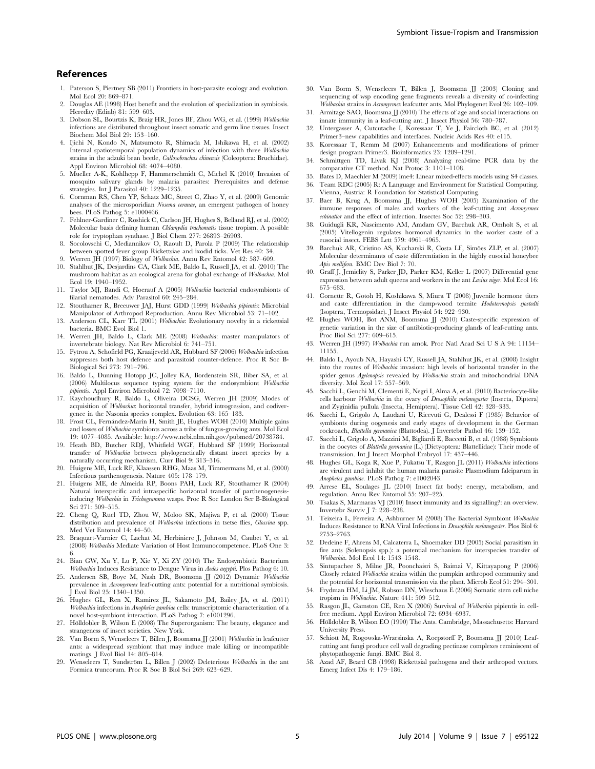## References

1. Paterson S, Piertney SB (2011) Frontiers in host-parasite ecology and evolution. Mol Ecol 20: 869–871.
2. Douglas AE (1998) Host benefit and the evolution of specialization in symbiosis. Heredity (Edinb) 81: 599–603.
3. Dobson SL, Bourtzis K, Braig HR, Jones BF, Zhou WG, et al. (1999) *Wolbachia* infections are distributed throughout insect somatic and germ line tissues. Insect Biochem Mol Biol 29: 153–160.
4. Ijichi N, Kondo N, Matsumoto R, Shimada M, Ishikawa H, et al. (2002) Internal spatiotemporal population dynamics of infection with three *Wolbachia* strains in the adzuki bean beetle, *Callosobruchus chinensis* (Coleoptera: Bruchidae). Appl Environ Microbiol 68: 4074–4080.
5. Mueller A-K, Kohlhepp F, Hammerschmidt C, Michel K (2010) Invasion of mosquito salivary glands by malaria parasites: Prerequisites and defense strategies. Int J Parasitol 40: 1229–1235.
6. Cornman RS, Chen YP, Schatz MC, Street C, Zhao Y, et al. (2009) Genomic analyses of the microsporidian *Nosema ceranae*, an emergent pathogen of honey bees. PLoS Pathog 5: e1000466.
7. Fehlner-Gardiner C, Roshick C, Carlson JH, Hughes S, Belland RJ, et al. (2002) Molecular basis defining human *Chlamydia trachomatis* tissue tropism. A possible role for tryptophan synthase. J Biol Chem 277: 26893–26903.
8. Socolovschi C, Mediannikov O, Raoult D, Parola P (2009) The relationship between spotted fever group Rickettsiae and ixodid ticks. Vet Res 40: 34.
9. Werren JH (1997) Biology of *Wolbachia*. Annu Rev Entomol 42: 587–609.
10. Stahlhut JK, Desjardins CA, Clark ME, Baldo L, Russell JA, et al. (2010) The mushroom habitat as an ecological arena for global exchange of *Wolbachia*. Mol Ecol 19: 1940–1952.
11. Taylor MJ, Bandi C, Hoerauf A (2005) *Wolbachia* bacterial endosymbionts of filarial nematodes. Adv Parasitol 60: 245–284.
12. Stouthamer R, Breeuwer JAJ, Hurst GDD (1999) *Wolbachia pipientis*: Microbial Manipulator of Arthropod Reproduction. Annu Rev Microbiol 53: 71–102.
13. Anderson CL, Karr TL (2001) *Wolbachia*: Evolutionary novelty in a rickettsial bacteria. BMC Evol Biol 1.
14. Werren JH, Baldo L, Clark ME (2008) *Wolbachia*: master manipulators of invertebrate biology. Nat Rev Microbiol 6: 741–751.
15. Fytrou A, Schofield PG, Kraaijeveld AR, Hubbard SF (2006) *Wolbachia* infection suppresses both host defence and parasitoid counter-defence. Proc R Soc B-Biological Sci 273: 791–796.
16. Baldo L, Dunning Hotopp JC, Jolley KA, Bordenstein SR, Biber SA, et al. (2006) Multilocus sequence typing system for the endosymbiont *Wolbachia pipientis*. Appl Environ Microbiol 72: 7098–7110.
17. Raychoudhury R, Baldo L, Oliveira DCSG, Werren JH (2009) Modes of acquisition of *Wolbachia*: horizontal transfer, hybrid introgression, and codivergence in the Nasonia species complex. Evolution 63: 165–183.
18. Frost CL, Fernández-Marín H, Smith JE, Hughes WOH (2010) Multiple gains and losses of *Wolbachia* symbionts across a tribe of fungus-growing ants. Mol Ecol 19: 4077–4085. Available: http://www.ncbi.nlm.nih.gov/pubmed/20738784.
19. Heath BD, Butcher RDJ, Whitfield WGF, Hubbard SF (1999) Horizontal transfer of *Wolbachia* between phylogenetically distant insect species by a naturally occurring mechanism. Curr Biol 9: 313–316.
20. Huigens ME, Luck RF, Klaassen RHG, Maas M, Timmermans M, et al. (2000) Infectious parthenogenesis. Nature 405: 178–179.
21. Huigens ME, de Almeida RP, Boons PAH, Luck RF, Stouthamer R (2004) Natural interspecific and intraspecific horizontal transfer of parthenogenesis-inducing *Wolbachia* in *Trichogramma* wasps. Proc R Soc London Ser B-Biological Sci 271: 509–515.
22. Cheng Q, Ruel TD, Zhou W, Moloo SK, Majiwa P, et al. (2000) Tissue distribution and prevalence of *Wolbachia* infections in tsetse flies, *Glossina* spp. Med Vet Entomol 14: 44–50.
23. Braquart-Varnier C, Lachat M, Herbiniere J, Johnson M, Caubet Y, et al. (2008) *Wolbachia* Mediate Variation of Host Immunocompetence. PLoS One 3: 6.
24. Bian GW, Xu Y, Lu P, Xie Y, Xi ZY (2010) The Endosymbiotic Bacterium *Wolbachia* Induces Resistance to Dengue Virus in *Aedes aegypti*. Plos Pathog 6: 10.
25. Andersen SB, Boye M, Nash DR, Boomsma JJ (2012) Dynamic *Wolbachia* prevalence in *Acromyrmex* leaf-cutting ants: potential for a nutritional symbiosis. J Evol Biol 25: 1340–1350.
26. Hughes GL, Ren X, Ramirez JL, Sakamoto JM, Bailey JA, et al. (2011) *Wolbachia* infections in *Anopheles gambiae* cells: transcriptomic characterization of a novel host-symbiont interaction. PLoS Pathog 7: e1001296.
27. Hölldobler B, Wilson E (2008) The Superorganism: The beauty, elegance and strangeness of insect societies. New York.
28. Van Borm S, Wenseleers T, Billen J, Boomsma JJ (2001) *Wolbachia* in leafcutter ants: a widespread symbiont that may induce male killing or incompatible matings. J Evol Biol 14: 805–814.
29. Wenseleers T, Sundström L, Billen J (2002) Deleterious *Wolbachia* in the ant Formica truncorum. Proc R Soc B Biol Sci 269: 623–629.
30. Van Borm S, Wenseleers T, Billen J, Boomsma JJ (2003) Cloning and sequencing of wsp encoding gene fragments reveals a diversity of co-infecting *Wolbachia* strains in *Acromyrmex* leafcutter ants. Mol Phylogenet Evol 26: 102–109.
31. Armitage SAO, Boomsma JJ (2010) The effects of age and social interactions on innate immunity in a leaf-cutting ant. J Insect Physiol 56: 780–787.
32. Untergasser A, Cutcutache I, Koressaar T, Ye J, Faircloth BC, et al. (2012) Primer3–new capabilities and interfaces. Nucleic Acids Res 40: e115.
33. Koressaar T, Remm M (2007) Enhancements and modifications of primer design program Primer3. Bioinformatics 23: 1289–1291.
34. Schmittgen TD, Livak KJ (2008) Analyzing real-time PCR data by the comparative CT method. Nat Protoc 3: 1101–1108.
35. Bates D, Maechler M (2009) lme4: Linear mixed-effects models using S4 classes.
36. Team RDC (2005) R: A Language and Environment for Statistical Computing. Vienna, Austria: R Foundation for Statistical Computing.
37. Baer B, Krug A, Boomsma JJ, Hughes WOH (2005) Examination of the immune responses of males and workers of the leaf-cutting ant *Acromyrmex echinatior* and the effect of infection. Insectes Soc 52: 298–303.
38. Guidugli KR, Nascimento AM, Amdam GV, Barchuk AR, Omholt S, et al. (2005) Vitellogenin regulates hormonal dynamics in the worker caste of a eusocial insect. FEBS Lett 579: 4961–4965.
39. Barchuk AR, Cristino AS, Kucharski R, Costa LF, Simões ZLP, et al. (2007) Molecular determinants of caste differentiation in the highly eusocial honeybee *Apis mellifera*. BMC Dev Biol 7: 70.
40. Graff J, Jemielity S, Parker JD, Parker KM, Keller L (2007) Differential gene expression between adult queens and workers in the ant *Lasius niger*. Mol Ecol 16: 675–683.
41. Cornette R, Gotoh H, Koshikawa S, Miura T (2008) Juvenile hormone titers and caste differentiation in the damp-wood termite *Hodotermopsis sjostedti* (Isoptera, Termopsidae). J Insect Physiol 54: 922–930.
42. Hughes WOH, Bot ANM, Boomsma JJ (2010) Caste-specific expression of genetic variation in the size of antibiotic-producing glands of leaf-cutting ants. Proc Biol Sci 277: 609–615.
43. Werren JH (1997) *Wolbachia* run amok. Proc Natl Acad Sci U S A 94: 11154–11155.
44. Baldo L, Ayoub NA, Hayashi CY, Russell JA, Stahlhut JK, et al. (2008) Insight into the routes of *Wolbachia* invasion: high levels of horizontal transfer in the spider genus *Agelenopsis* revealed by *Wolbachia* strain and mitochondrial DNA diversity. Mol Ecol 17: 557–569.
45. Sacchi L, Genchi M, Clementi E, Negri I, Alma A, et al. (2010) Bacteriocyte-like cells harbour *Wolbachia* in the ovary of *Drosophila melanogaster* (Insecta, Diptera) and Zyginidia pullula (Insecta, Hemiptera). Tissue Cell 42: 328–333.
46. Sacchi L, Grigolo A, Laudani U, Ricevuti G, Dealessi F (1985) Behavior of symbionts during oogenesis and early stages of development in the German cockroach, *Blattella germanica* (Blattodea). J Invertebr Pathol 46: 139–152.
47. Sacchi L, Grigolo A, Mazzini M, Bigliardi E, Baccetti B, et al. (1988) Symbionts in the oocytes of *Blattella germanica* (L.) (Dictyoptera: Blattellidae): Their mode of transmission. Int J Insect Morphol Embryol 17: 437–446.
48. Hughes GL, Koga R, Xue P, Fukatsu T, Rasgon JL (2011) *Wolbachia* infections are virulent and inhibit the human malaria parasite Plasmodium falciparum in *Anopheles gambiae*. PLoS Pathog 7: e1002043.
49. Arrese EL, Soulages JL (2010) Insect fat body: energy, metabolism, and regulation. Annu Rev Entomol 55: 207–225.
50. Tsakas S, Marmaras VJ (2010) Insect immunity and its signalling?: an overview. Invertebr Surviv J 7: 228–238.
51. Teixeira L, Ferreira A, Ashburner M (2008) The Bacterial Symbiont *Wolbachia* Induces Resistance to RNA Viral Infections in *Drosophila melanogaster*. Plos Biol 6: 2753–2763.
52. Dedeine F, Ahrens M, Calcaterra L, Shoemaker DD (2005) Social parasitism in fire ants (Solenopsis spp.): a potential mechanism for interspecies transfer of *Wolbachia*. Mol Ecol 14: 1543–1548.
53. Sintupachee S, Milne JR, Poonchaisri S, Baimai V, Kittayapong P (2006) Closely related *Wolbachia* strains within the pumpkin arthropod community and the potential for horizontal transmission via the plant. Microb Ecol 51: 294–301.
54. Frydman HM, Li JM, Robson DN, Wieschaus E (2006) Somatic stem cell niche tropism in *Wolbachia*. Nature 441: 509–512.
55. Rasgon JL, Gamston CE, Ren X (2006) Survival of *Wolbachia* pipientis in cell-free medium. Appl Environ Microbiol 72: 6934–6937.
56. Hölldobler B, Wilson EO (1990) The Ants. Cambridge, Massachusetts: Harvard University Press.
57. Schiøtt M, Rogowska-Wrzesinska A, Roepstorff P, Boomsma JJ (2010) Leaf-cutting ant fungi produce cell wall degrading pectinase complexes reminiscent of phytopathogenic fungi. BMC Biol 8.
58. Azad AF, Beard CB (1998) Rickettsial pathogens and their arthropod vectors. Emerg Infect Dis 4: 179–186.